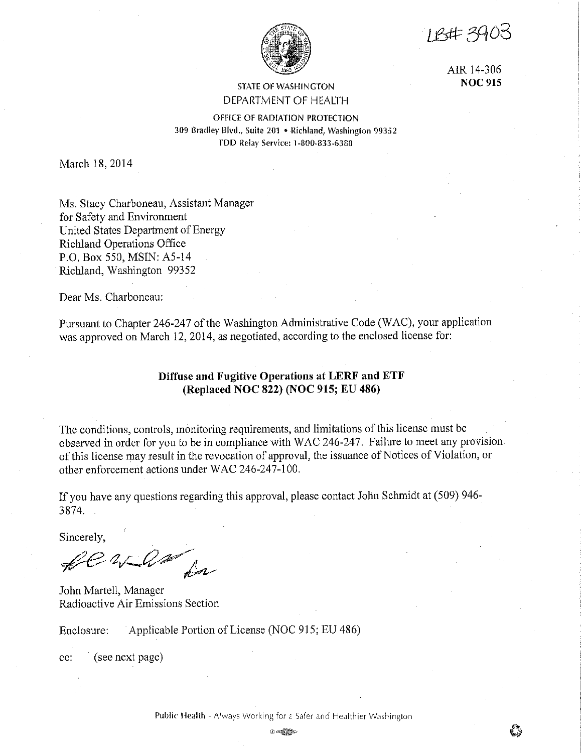LB# 3903

AIR 14-306
**NOC 915**

STATE OF WASHINGTON
DEPARTMENT OF HEALTH

OFFICE OF RADIATION PROTECTION
309 Bradley Blvd., Suite 201 • Richland, Washington 99352
TDD Relay Service: 1-800-833-6388

March 18, 2014

Ms. Stacy Charboneau, Assistant Manager
for Safety and Environment
United States Department of Energy
Richland Operations Office
P.O. Box 550, MSIN: A5-14
Richland, Washington 99352

Dear Ms. Charboneau:

Pursuant to Chapter 246-247 of the Washington Administrative Code (WAC), your application was approved on March 12, 2014, as negotiated, according to the enclosed license for:

**Diffuse and Fugitive Operations at LERF and ETF**
**(Replaced NOC 822) (NOC 915; EU 486)**

The conditions, controls, monitoring requirements, and limitations of this license must be observed in order for you to be in compliance with WAC 246-247. Failure to meet any provision of this license may result in the revocation of approval, the issuance of Notices of Violation, or other enforcement actions under WAC 246-247-100.

If you have any questions regarding this approval, please contact John Schmidt at (509) 946-3874.

Sincerely,

John Martell, Manager
Radioactive Air Emissions Section

Enclosure: Applicable Portion of License (NOC 915; EU 486)

cc: (see next page)

Public Health - Always Working for a Safer and Healthier Washington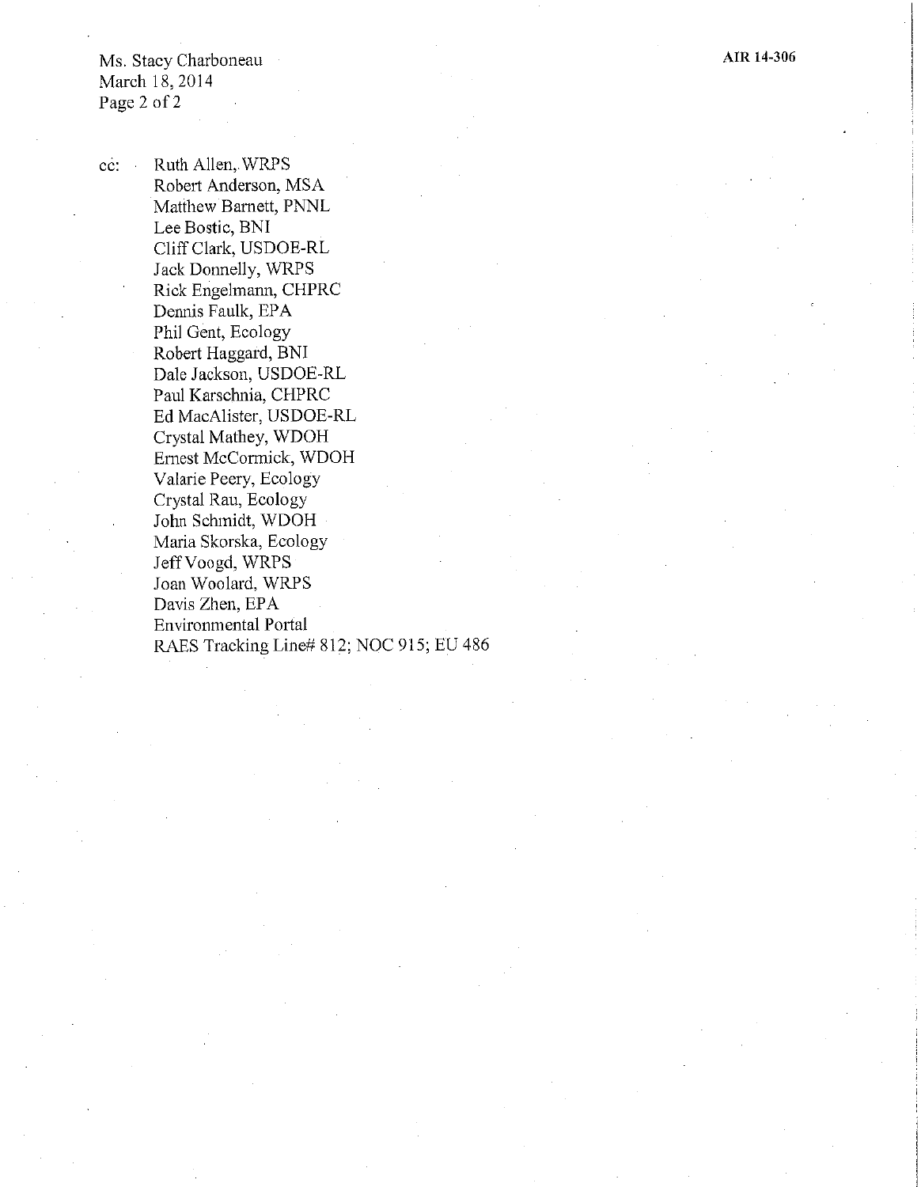cc: Ruth Allen, WRPS
Robert Anderson, MSA
Matthew Barnett, PNNL
Lee Bostic, BNI
Cliff Clark, USDOE-RL
Jack Donnelly, WRPS
Rick Engelmann, CHPRC
Dennis Faulk, EPA
Phil Gent, Ecology
Robert Haggard, BNI
Dale Jackson, USDOE-RL
Paul Karschnia, CHPRC
Ed MacAlister, USDOE-RL
Crystal Mathey, WDOH
Ernest McCormick, WDOH
Valarie Peery, Ecology
Crystal Rau, Ecology
John Schmidt, WDOH
Maria Skorska, Ecology
Jeff Voogd, WRPS
Joan Woolard, WRPS
Davis Zhen, EPA
Environmental Portal
RAES Tracking Line# 812; NOC 915; EU 486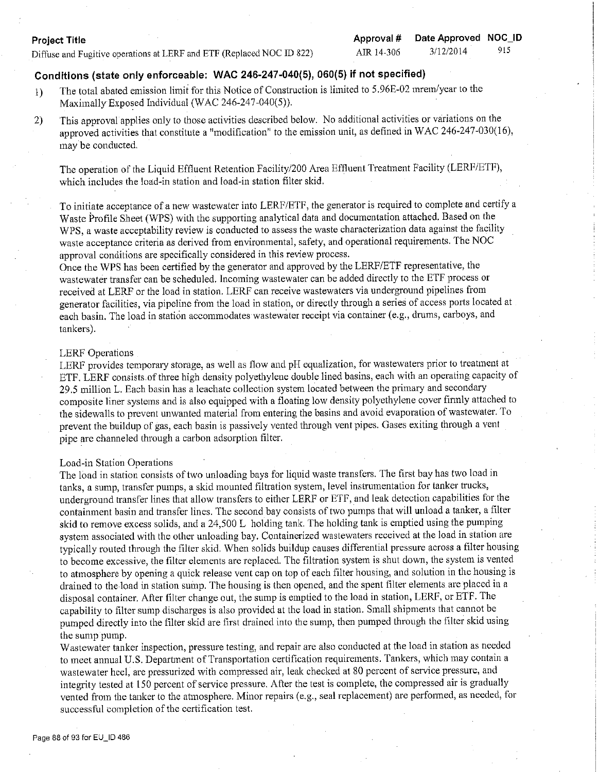| Project Title | Approval # | Date Approved | NOC_ID |
|---|---|---|---|
| Diffuse and Fugitive operations at LERF and ETF (Replaced NOC ID 822) | AIR 14-306 | 3/12/2014 | 915 |

## Conditions (state only enforceable: WAC 246-247-040(5), 060(5) if not specified)

1) The total abated emission limit for this Notice of Construction is limited to 5.96E-02 mrem/year to the Maximally Exposed Individual (WAC 246-247-040(5)).

2) This approval applies only to those activities described below. No additional activities or variations on the approved activities that constitute a "modification" to the emission unit, as defined in WAC 246-247-030(16), may be conducted.

   The operation of the Liquid Effluent Retention Facility/200 Area Effluent Treatment Facility (LERF/ETF), which includes the load-in station and load-in station filter skid.

   To initiate acceptance of a new wastewater into LERF/ETF, the generator is required to complete and certify a Waste Profile Sheet (WPS) with the supporting analytical data and documentation attached. Based on the WPS, a waste acceptability review is conducted to assess the waste characterization data against the facility waste acceptance criteria as derived from environmental, safety, and operational requirements. The NOC approval conditions are specifically considered in this review process.
   Once the WPS has been certified by the generator and approved by the LERF/ETF representative, the wastewater transfer can be scheduled. Incoming wastewater can be added directly to the ETF process or received at LERF or the load in station. LERF can receive wastewaters via underground pipelines from generator facilities, via pipeline from the load in station, or directly through a series of access ports located at each basin. The load in station accommodates wastewater receipt via container (e.g., drums, carboys, and tankers).

   LERF Operations
   LERF provides temporary storage, as well as flow and pH equalization, for wastewaters prior to treatment at ETF. LERF consists of three high density polyethylene double lined basins, each with an operating capacity of 29.5 million L. Each basin has a leachate collection system located between the primary and secondary composite liner systems and is also equipped with a floating low density polyethylene cover firmly attached to the sidewalls to prevent unwanted material from entering the basins and avoid evaporation of wastewater. To prevent the buildup of gas, each basin is passively vented through vent pipes. Gases exiting through a vent pipe are channeled through a carbon adsorption filter.

   Load-in Station Operations
   The load in station consists of two unloading bays for liquid waste transfers. The first bay has two load in tanks, a sump, transfer pumps, a skid mounted filtration system, level instrumentation for tanker trucks, underground transfer lines that allow transfers to either LERF or ETF, and leak detection capabilities for the containment basin and transfer lines. The second bay consists of two pumps that will unload a tanker, a filter skid to remove excess solids, and a 24,500 L holding tank. The holding tank is emptied using the pumping system associated with the other unloading bay. Containerized wastewaters received at the load in station are typically routed through the filter skid. When solids buildup causes differential pressure across a filter housing to become excessive, the filter elements are replaced. The filtration system is shut down, the system is vented to atmosphere by opening a quick release vent cap on top of each filter housing, and solution in the housing is drained to the load in station sump. The housing is then opened, and the spent filter elements are placed in a disposal container. After filter change out, the sump is emptied to the load in station, LERF, or ETF. The capability to filter sump discharges is also provided at the load in station. Small shipments that cannot be pumped directly into the filter skid are first drained into the sump, then pumped through the filter skid using the sump pump.
   Wastewater tanker inspection, pressure testing, and repair are also conducted at the load in station as needed to meet annual U.S. Department of Transportation certification requirements. Tankers, which may contain a wastewater heel, are pressurized with compressed air, leak checked at 80 percent of service pressure, and integrity tested at 150 percent of service pressure. After the test is complete, the compressed air is gradually vented from the tanker to the atmosphere. Minor repairs (e.g., seal replacement) are performed, as needed, for successful completion of the certification test.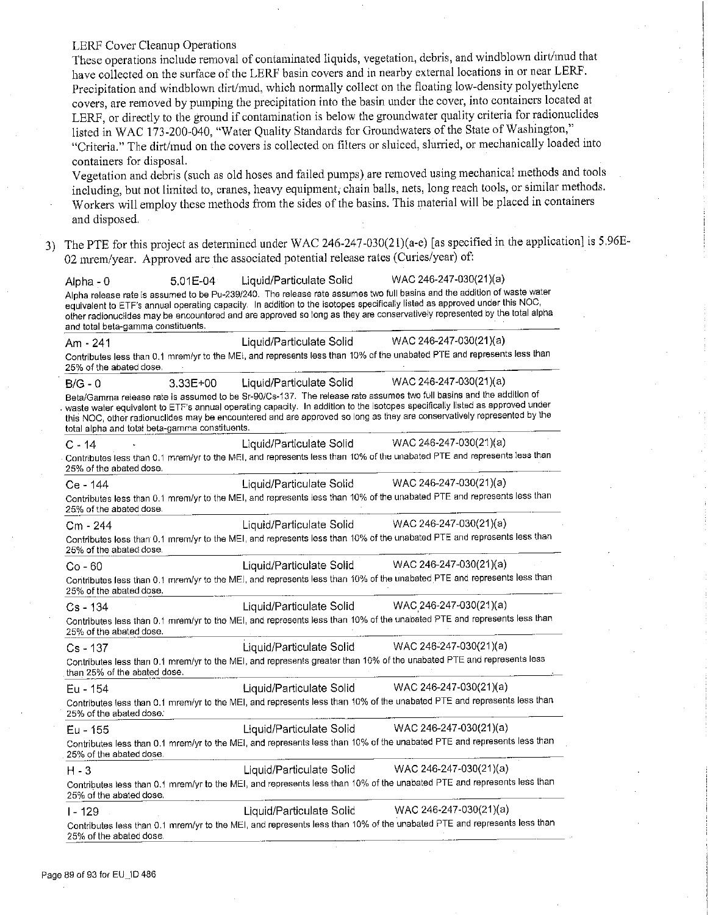LERF Cover Cleanup Operations

These operations include removal of contaminated liquids, vegetation, debris, and windblown dirt/mud that have collected on the surface of the LERF basin covers and in nearby external locations in or near LERF. Precipitation and windblown dirt/mud, which normally collect on the floating low-density polyethylene covers, are removed by pumping the precipitation into the basin under the cover, into containers located at LERF, or directly to the ground if contamination is below the groundwater quality criteria for radionuclides listed in WAC 173-200-040, "Water Quality Standards for Groundwaters of the State of Washington," "Criteria." The dirt/mud on the covers is collected on filters or sluiced, slurried, or mechanically loaded into containers for disposal.

Vegetation and debris (such as old hoses and failed pumps) are removed using mechanical methods and tools including, but not limited to, cranes, heavy equipment, chain balls, nets, long reach tools, or similar methods. Workers will employ these methods from the sides of the basins. This material will be placed in containers and disposed.

3) The PTE for this project as determined under WAC 246-247-030(21)(a-e) [as specified in the application] is 5.96E-02 mrem/year. Approved are the associated potential release rates (Curies/year) of:

| Radionuclide | Release Rate | Form | Method |
|---|---|---|---|
| Alpha - 0 | 5.01E-04 | Liquid/Particulate Solid | WAC 246-247-030(21)(a) |
| Alpha release rate is assumed to be Pu-239/240. The release rate assumes two full basins and the addition of waste water equivalent to ETF's annual operating capacity. In addition to the isotopes specifically listed as approved under this NOC, other radionuclides may be encountered and are approved so long as they are conservatively represented by the total alpha and total beta-gamma constituents. | | | |
| Am - 241 | | Liquid/Particulate Solid | WAC 246-247-030(21)(a) |
| Contributes less than 0.1 mrem/yr to the MEI, and represents less than 10% of the unabated PTE and represents less than 25% of the abated dose. | | | |
| B/G - 0 | 3.33E+00 | Liquid/Particulate Solid | WAC 246-247-030(21)(a) |
| Beta/Gamma release rate is assumed to be Sr-90/Cs-137. The release rate assumes two full basins and the addition of waste water equivalent to ETF's annual operating capacity. In addition to the isotopes specifically listed as approved under this NOC, other radionuclides may be encountered and are approved so long as they are conservatively represented by the total alpha and total beta-gamma constituents. | | | |
| C - 14 | | Liquid/Particulate Solid | WAC 246-247-030(21)(a) |
| Contributes less than 0.1 mrem/yr to the MEI, and represents less than 10% of the unabated PTE and represents less than 25% of the abated dose. | | | |
| Ce - 144 | | Liquid/Particulate Solid | WAC 246-247-030(21)(a) |
| Contributes less than 0.1 mrem/yr to the MEI, and represents less than 10% of the unabated PTE and represents less than 25% of the abated dose. | | | |
| Cm - 244 | | Liquid/Particulate Solid | WAC 246-247-030(21)(a) |
| Contributes less than 0.1 mrem/yr to the MEI, and represents less than 10% of the unabated PTE and represents less than 25% of the abated dose. | | | |
| Co - 60 | | Liquid/Particulate Solid | WAC 246-247-030(21)(a) |
| Contributes less than 0.1 mrem/yr to the MEI, and represents less than 10% of the unabated PTE and represents less than 25% of the abated dose. | | | |
| Cs - 134 | | Liquid/Particulate Solid | WAC 246-247-030(21)(a) |
| Contributes less than 0.1 mrem/yr to the MEI, and represents less than 10% of the unabated PTE and represents less than 25% of the abated dose. | | | |
| Cs - 137 | | Liquid/Particulate Solid | WAC 246-247-030(21)(a) |
| Contributes less than 0.1 mrem/yr to the MEI, and represents greater than 10% of the unabated PTE and represents less than 25% of the abated dose. | | | |
| Eu - 154 | | Liquid/Particulate Solid | WAC 246-247-030(21)(a) |
| Contributes less than 0.1 mrem/yr to the MEI, and represents less than 10% of the unabated PTE and represents less than 25% of the abated dose. | | | |
| Eu - 155 | | Liquid/Particulate Solid | WAC 246-247-030(21)(a) |
| Contributes less than 0.1 mrem/yr to the MEI, and represents less than 10% of the unabated PTE and represents less than 25% of the abated dose. | | | |
| H - 3 | | Liquid/Particulate Solid | WAC 246-247-030(21)(a) |
| Contributes less than 0.1 mrem/yr to the MEI, and represents less than 10% of the unabated PTE and represents less than 25% of the abated dose. | | | |
| I - 129 | | Liquid/Particulate Solid | WAC 246-247-030(21)(a) |
| Contributes less than 0.1 mrem/yr to the MEI, and represents less than 10% of the unabated PTE and represents less than 25% of the abated dose. | | | |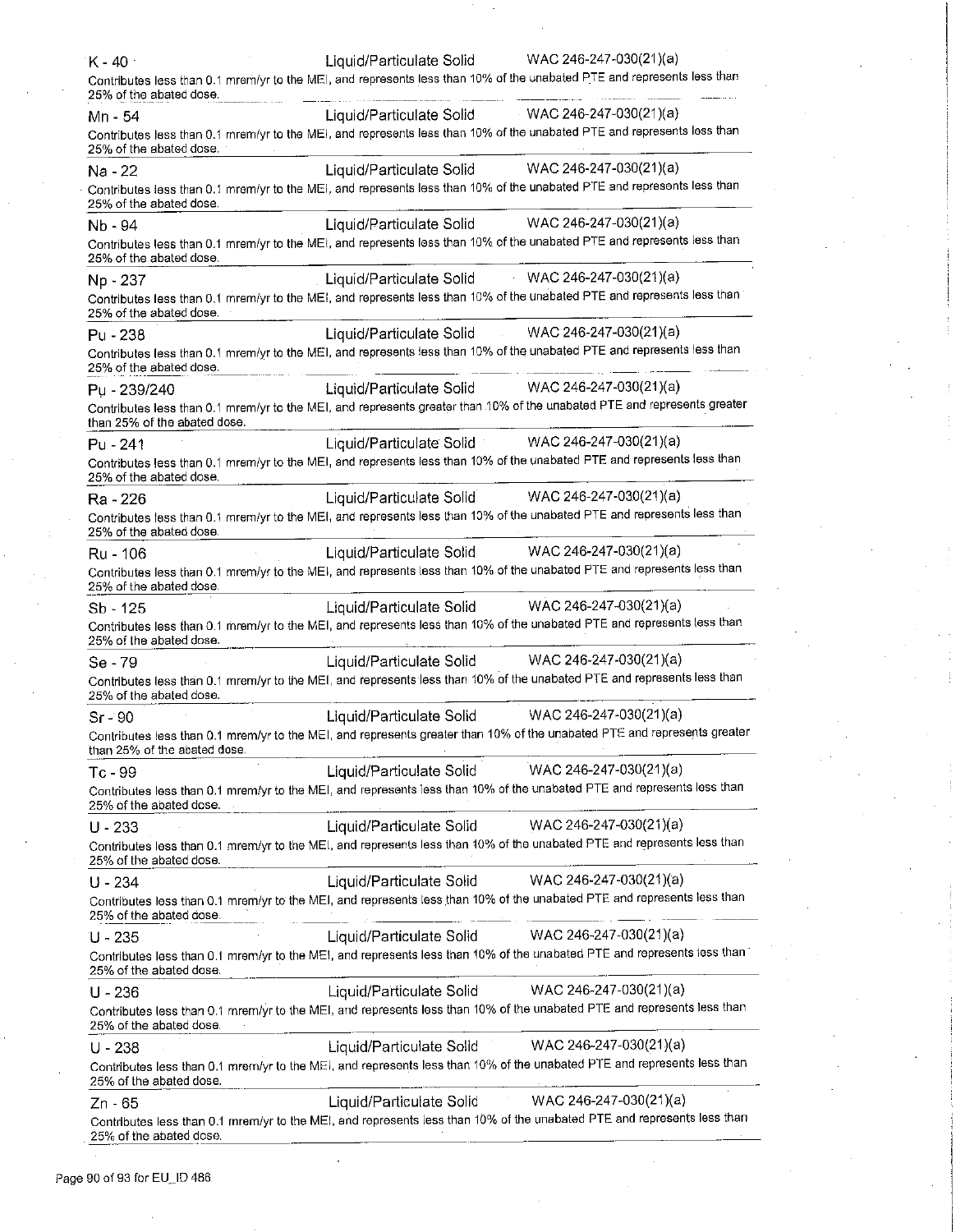K - 40 Liquid/Particulate Solid WAC 246-247-030(21)(a)

Contributes less than 0.1 mrem/yr to the MEI, and represents less than 10% of the unabated PTE and represents less than 25% of the abated dose.

Mn - 54 Liquid/Particulate Solid WAC 246-247-030(21)(a)

Contributes less than 0.1 mrem/yr to the MEI, and represents less than 10% of the unabated PTE and represents less than 25% of the abated dose.

Na - 22 Liquid/Particulate Solid WAC 246-247-030(21)(a)

Contributes less than 0.1 mrem/yr to the MEI, and represents less than 10% of the unabated PTE and represents less than 25% of the abated dose.

Nb - 94 Liquid/Particulate Solid WAC 246-247-030(21)(a)

Contributes less than 0.1 mrem/yr to the MEI, and represents less than 10% of the unabated PTE and represents less than 25% of the abated dose.

Np - 237 Liquid/Particulate Solid WAC 246-247-030(21)(a)

Contributes less than 0.1 mrem/yr to the MEI, and represents less than 10% of the unabated PTE and represents less than 25% of the abated dose.

Pu - 238 Liquid/Particulate Solid WAC 246-247-030(21)(a)

Contributes less than 0.1 mrem/yr to the MEI, and represents less than 10% of the unabated PTE and represents less than 25% of the abated dose.

Pu - 239/240 Liquid/Particulate Solid WAC 246-247-030(21)(a)

Contributes less than 0.1 mrem/yr to the MEI, and represents greater than 10% of the unabated PTE and represents greater than 25% of the abated dose.

Pu - 241 Liquid/Particulate Solid WAC 246-247-030(21)(a)

Contributes less than 0.1 mrem/yr to the MEI, and represents less than 10% of the unabated PTE and represents less than 25% of the abated dose.

Ra - 226 Liquid/Particulate Solid WAC 246-247-030(21)(a)

Contributes less than 0.1 mrem/yr to the MEI, and represents less than 10% of the unabated PTE and represents less than 25% of the abated dose.

Ru - 106 Liquid/Particulate Solid WAC 246-247-030(21)(a)

Contributes less than 0.1 mrem/yr to the MEI, and represents less than 10% of the unabated PTE and represents less than 25% of the abated dose.

Sb - 125 Liquid/Particulate Solid WAC 246-247-030(21)(a)

Contributes less than 0.1 mrem/yr to the MEI, and represents less than 10% of the unabated PTE and represents less than 25% of the abated dose.

Se - 79 Liquid/Particulate Solid WAC 246-247-030(21)(a)

Contributes less than 0.1 mrem/yr to the MEI, and represents less than 10% of the unabated PTE and represents less than 25% of the abated dose.

Sr - 90 Liquid/Particulate Solid WAC 246-247-030(21)(a)

Contributes less than 0.1 mrem/yr to the MEI, and represents greater than 10% of the unabated PTE and represents greater than 25% of the abated dose.

Tc - 99 Liquid/Particulate Solid WAC 246-247-030(21)(a)

Contributes less than 0.1 mrem/yr to the MEI, and represents less than 10% of the unabated PTE and represents less than 25% of the abated dose.

U - 233 Liquid/Particulate Solid WAC 246-247-030(21)(a)

Contributes less than 0.1 mrem/yr to the MEI, and represents less than 10% of the unabated PTE and represents less than 25% of the abated dose.

U - 234 Liquid/Particulate Solid WAC 246-247-030(21)(a)

Contributes less than 0.1 mrem/yr to the MEI, and represents less than 10% of the unabated PTE and represents less than 25% of the abated dose.

U - 235 Liquid/Particulate Solid WAC 246-247-030(21)(a)

Contributes less than 0.1 mrem/yr to the MEI, and represents less than 10% of the unabated PTE and represents less than 25% of the abated dose.

U - 236 Liquid/Particulate Solid WAC 246-247-030(21)(a)

Contributes less than 0.1 mrem/yr to the MEI, and represents less than 10% of the unabated PTE and represents less than 25% of the abated dose.

U - 238 Liquid/Particulate Solid WAC 246-247-030(21)(a)

Contributes less than 0.1 mrem/yr to the MEI, and represents less than 10% of the unabated PTE and represents less than 25% of the abated dose.

Zn - 65 Liquid/Particulate Solid WAC 246-247-030(21)(a)

Contributes less than 0.1 mrem/yr to the MEI, and represents less than 10% of the unabated PTE and represents less than 25% of the abated dose.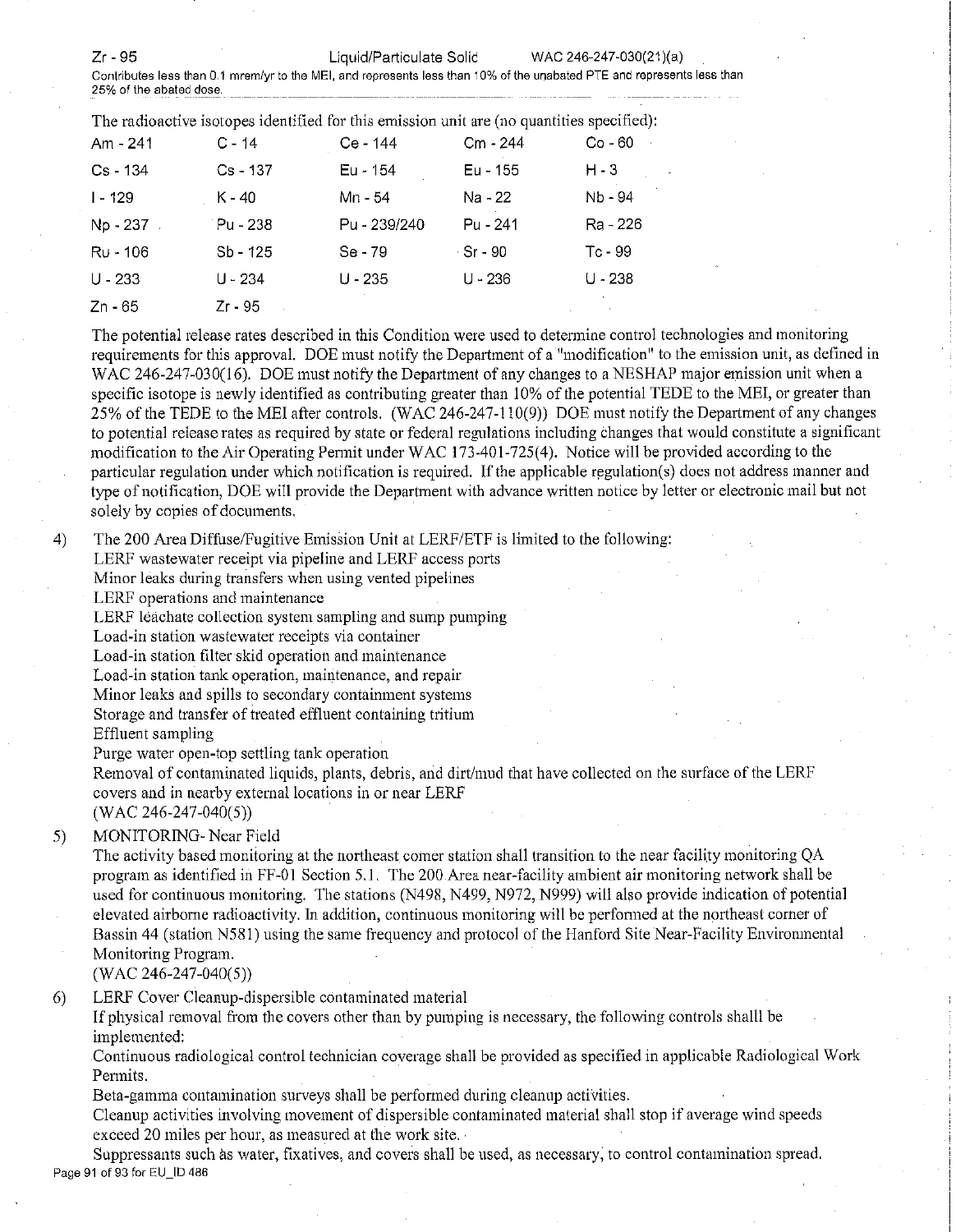Zr - 95 Liquid/Particulate Solid WAC 246-247-030(21)(a)

Contributes less than 0.1 mrem/yr to the MEI, and represents less than 10% of the unabated PTE and represents less than 25% of the abated dose.

The radioactive isotopes identified for this emission unit are (no quantities specified):

| | | | | |
|---|---|---|---|---|
| Am - 241 | C - 14 | Ce - 144 | Cm - 244 | Co - 60 |
| Cs - 134 | Cs - 137 | Eu - 154 | Eu - 155 | H - 3 |
| I - 129 | K - 40 | Mn - 54 | Na - 22 | Nb - 94 |
| Np - 237 | Pu - 238 | Pu - 239/240 | Pu - 241 | Ra - 226 |
| Ru - 106 | Sb - 125 | Se - 79 | Sr - 90 | Tc - 99 |
| U - 233 | U - 234 | U - 235 | U - 236 | U - 238 |
| Zn - 65 | Zr - 95 | | | |

The potential release rates described in this Condition were used to determine control technologies and monitoring requirements for this approval. DOE must notify the Department of a "modification" to the emission unit, as defined in WAC 246-247-030(16). DOE must notify the Department of any changes to a NESHAP major emission unit when a specific isotope is newly identified as contributing greater than 10% of the potential TEDE to the MEI, or greater than 25% of the TEDE to the MEI after controls. (WAC 246-247-110(9)) DOE must notify the Department of any changes to potential release rates as required by state or federal regulations including changes that would constitute a significant modification to the Air Operating Permit under WAC 173-401-725(4). Notice will be provided according to the particular regulation under which notification is required. If the applicable regulation(s) does not address manner and type of notification, DOE will provide the Department with advance written notice by letter or electronic mail but not solely by copies of documents.

4) The 200 Area Diffuse/Fugitive Emission Unit at LERF/ETF is limited to the following:
   LERF wastewater receipt via pipeline and LERF access ports
   Minor leaks during transfers when using vented pipelines
   LERF operations and maintenance
   LERF leachate collection system sampling and sump pumping
   Load-in station wastewater receipts via container
   Load-in station filter skid operation and maintenance
   Load-in station tank operation, maintenance, and repair
   Minor leaks and spills to secondary containment systems
   Storage and transfer of treated effluent containing tritium
   Effluent sampling
   Purge water open-top settling tank operation
   Removal of contaminated liquids, plants, debris, and dirt/mud that have collected on the surface of the LERF covers and in nearby external locations in or near LERF
   (WAC 246-247-040(5))

5) MONITORING- Near Field
   The activity based monitoring at the northeast comer station shall transition to the near facility monitoring QA program as identified in FF-01 Section 5.1. The 200 Area near-facility ambient air monitoring network shall be used for continuous monitoring. The stations (N498, N499, N972, N999) will also provide indication of potential elevated airborne radioactivity. In addition, continuous monitoring will be performed at the northeast corner of Bassin 44 (station N581) using the same frequency and protocol of the Hanford Site Near-Facility Environmental Monitoring Program.
   (WAC 246-247-040(5))

6) LERF Cover Cleanup-dispersible contaminated material
   If physical removal from the covers other than by pumping is necessary, the following controls shalll be implemented:
   Continuous radiological control technician coverage shall be provided as specified in applicable Radiological Work Permits.
   Beta-gamma contamination surveys shall be performed during cleanup activities.
   Cleanup activities involving movement of dispersible contaminated material shall stop if average wind speeds exceed 20 miles per hour, as measured at the work site.
   Suppressants such as water, fixatives, and covers shall be used, as necessary, to control contamination spread.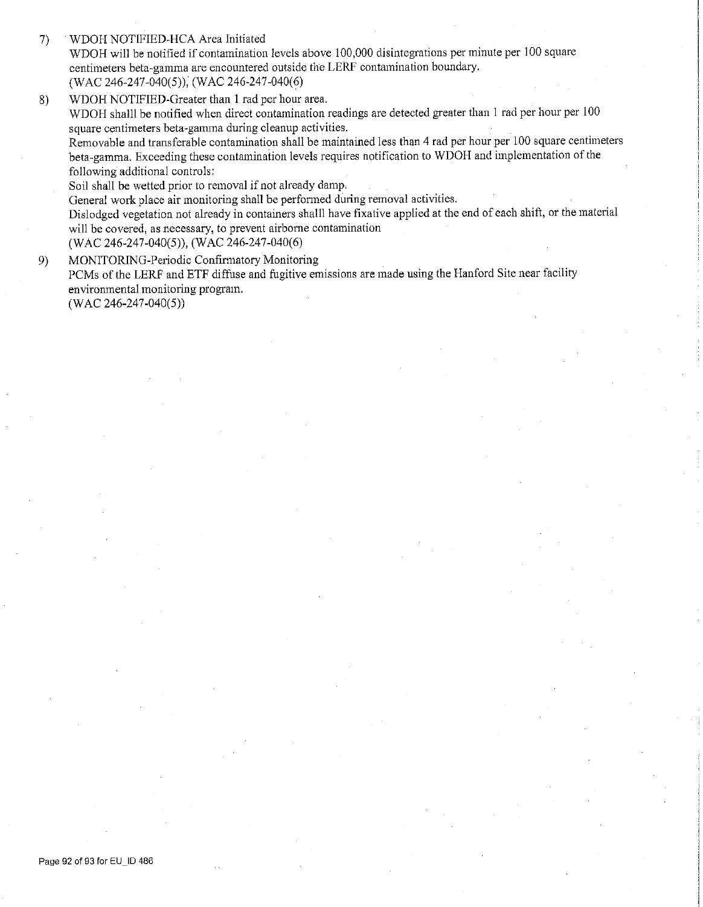7) WDOH NOTIFIED-HCA Area Initiated
   WDOH will be notified if contamination levels above 100,000 disintegrations per minute per 100 square centimeters beta-gamma are encountered outside the LERF contamination boundary.
   (WAC 246-247-040(5)), (WAC 246-247-040(6)

8) WDOH NOTIFIED-Greater than 1 rad per hour area.
   WDOH shalll be notified when direct contamination readings are detected greater than 1 rad per hour per 100 square centimeters beta-gamma during cleanup activities.
   Removable and transferable contamination shall be maintained less than 4 rad per hour per 100 square centimeters beta-gamma. Exceeding these contamination levels requires notification to WDOH and implementation of the following additional controls:
   Soil shall be wetted prior to removal if not already damp.
   General work place air monitoring shall be performed during removal activities.
   Dislodged vegetation not already in containers shalll have fixative applied at the end of each shift, or the material will be covered, as necessary, to prevent airborne contamination
   (WAC 246-247-040(5)), (WAC 246-247-040(6)

9) MONITORING-Periodic Confirmatory Monitoring
   PCMs of the LERF and ETF diffuse and fugitive emissions are made using the Hanford Site near facility environmental monitoring program.
   (WAC 246-247-040(5))